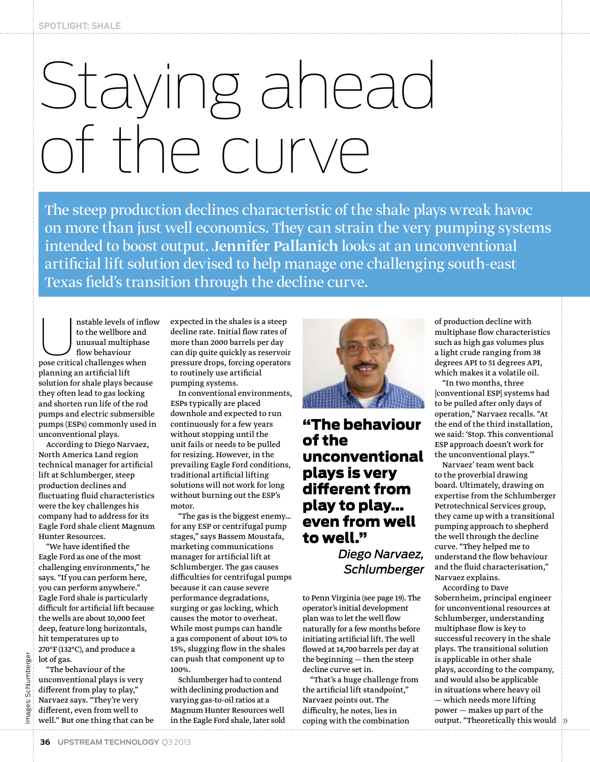SPOTLIGHT: SHALE

# Staying ahead of the curve

The steep production declines characteristic of the shale plays wreak havoc on more than just well economics. They can strain the very pumping systems intended to boost output. **Jennifer Pallanich** looks at an unconventional artificial lift solution devised to help manage one challenging south-east Texas field's transition through the decline curve.

Unstable levels of inflow to the wellbore and unusual multiphase flow behaviour pose critical challenges when planning an artificial lift solution for shale plays because they often lead to gas locking and shorten run life of the rod pumps and electric submersible pumps (ESPs) commonly used in unconventional plays.

According to Diego Narvaez, North America Land region technical manager for artificial lift at Schlumberger, steep production declines and fluctuating fluid characteristics were the key challenges his company had to address for its Eagle Ford shale client Magnum Hunter Resources.

"We have identified the Eagle Ford as one of the most challenging environments," he says. "If you can perform here, you can perform anywhere." Eagle Ford shale is particularly difficult for artificial lift because the wells are about 10,000 feet deep, feature long horizontals, hit temperatures up to 270°F (132°C), and produce a lot of gas.

"The behaviour of the unconventional plays is very different from play to play," Narvaez says. "They're very different, even from well to well." But one thing that can be expected in the shales is a steep decline rate. Initial flow rates of more than 2000 barrels per day can dip quite quickly as reservoir pressure drops, forcing operators to routinely use artificial pumping systems.

In conventional environments, ESPs typically are placed downhole and expected to run continuously for a few years without stopping until the unit fails or needs to be pulled for resizing. However, in the prevailing Eagle Ford conditions, traditional artificial lifting solutions will not work for long without burning out the ESP's motor.

"The gas is the biggest enemy... for any ESP or centrifugal pump stages," says Bassem Moustafa, marketing communications manager for artificial lift at Schlumberger. The gas causes difficulties for centrifugal pumps because it can cause severe performance degradations, surging or gas locking, which causes the motor to overheat. While most pumps can handle a gas component of about 10% to 15%, slugging flow in the shales can push that component up to 100%.

Schlumberger had to contend with declining production and varying gas-to-oil ratios at a Magnum Hunter Resources well in the Eagle Ford shale, later sold to Penn Virginia (see page 19). The operator's initial development plan was to let the well flow naturally for a few months before initiating artificial lift. The well flowed at 14,700 barrels per day at the beginning — then the steep decline curve set in.

> **"The behaviour of the unconventional plays is very different from play to play... even from well to well."**
>
> *Diego Narvaez, Schlumberger*

"That's a huge challenge from the artificial lift standpoint," Narvaez points out. The difficulty, he notes, lies in coping with the combination of production decline with multiphase flow characteristics such as high gas volumes plus a light crude ranging from 38 degrees API to 51 degrees API, which makes it a volatile oil.

"In two months, three [conventional ESP] systems had to be pulled after only days of operation," Narvaez recalls. "At the end of the third installation, we said: 'Stop. This conventional ESP approach doesn't work for the unconventional plays.'"

Narvaez' team went back to the proverbial drawing board. Ultimately, drawing on expertise from the Schlumberger Petrotechnical Services group, they came up with a transitional pumping approach to shepherd the well through the decline curve. "They helped me to understand the flow behaviour and the fluid characterisation," Narvaez explains.

According to Dave Sobernheim, principal engineer for unconventional resources at Schlumberger, understanding multiphase flow is key to successful recovery in the shale plays. The transitional solution is applicable in other shale plays, according to the company, and would also be applicable in situations where heavy oil — which needs more lifting power — makes up part of the output. "Theoretically this would

Images: Schlumberger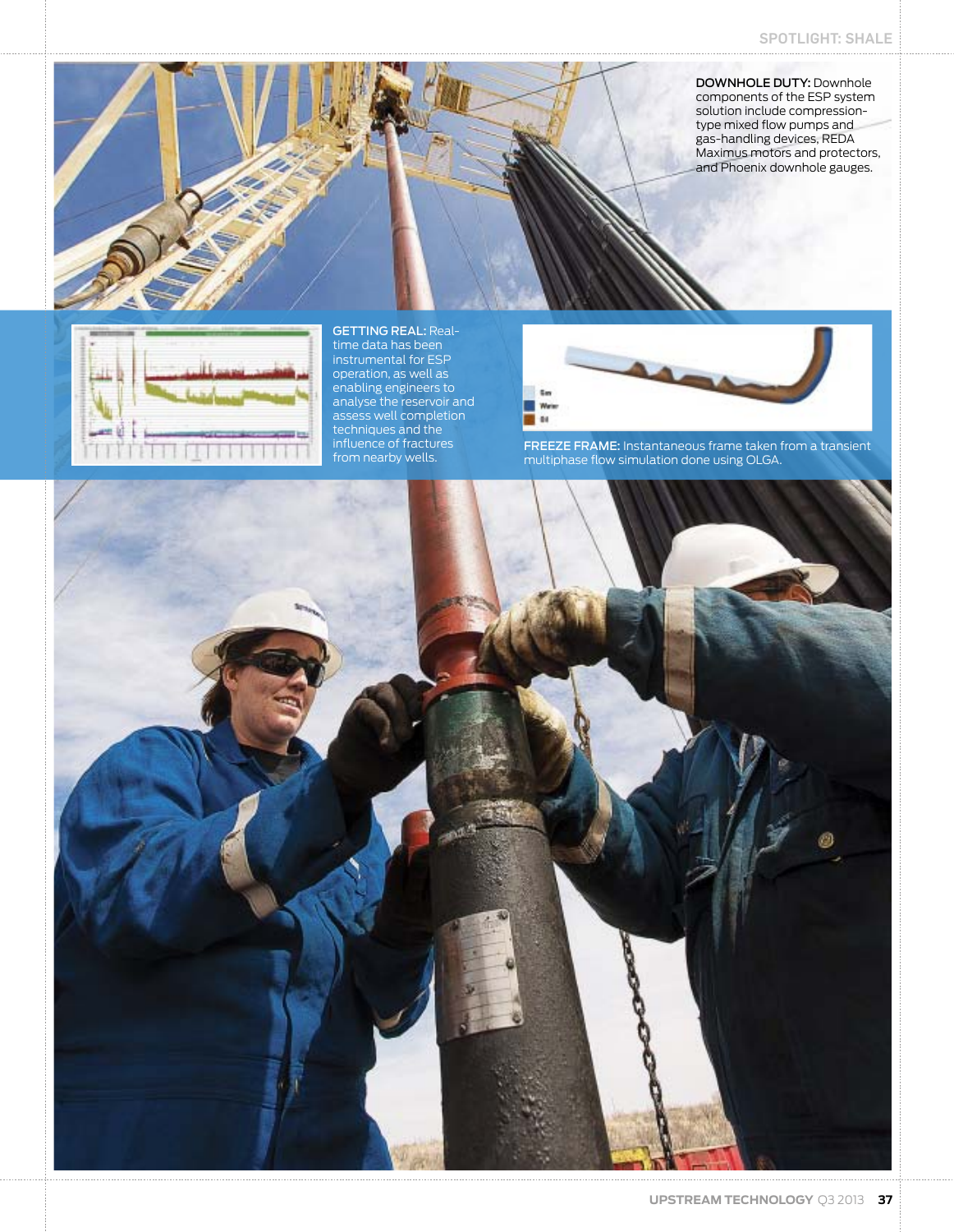**DOWNHOLE DUTY:** Downhole components of the ESP system solution include compression-type mixed flow pumps and gas-handling devices, REDA Maximus motors and protectors, and Phoenix downhole gauges.

**GETTING REAL:** Real-time data has been instrumental for ESP operation, as well as enabling engineers to analyse the reservoir and assess well completion techniques and the influence of fractures from nearby wells.

**FREEZE FRAME:** Instantaneous frame taken from a transient multiphase flow simulation done using OLGA.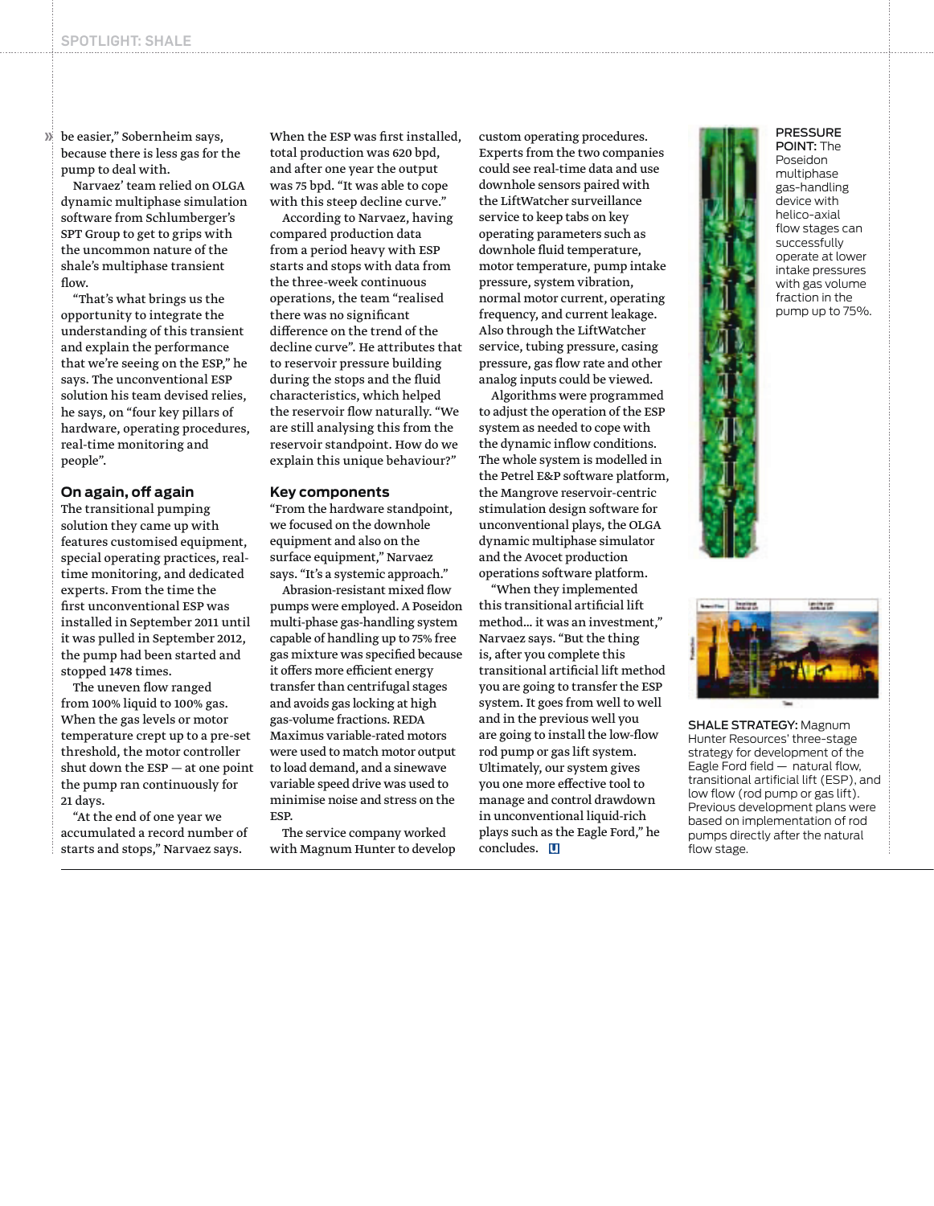be easier," Sobernheim says, because there is less gas for the pump to deal with.

Narvaez' team relied on OLGA dynamic multiphase simulation software from Schlumberger's SPT Group to get to grips with the uncommon nature of the shale's multiphase transient flow.

"That's what brings us the opportunity to integrate the understanding of this transient and explain the performance that we're seeing on the ESP," he says. The unconventional ESP solution his team devised relies, he says, on "four key pillars of hardware, operating procedures, real-time monitoring and people".

## On again, off again

The transitional pumping solution they came up with features customised equipment, special operating practices, real-time monitoring, and dedicated experts. From the time the first unconventional ESP was installed in September 2011 until it was pulled in September 2012, the pump had been started and stopped 1478 times.

The uneven flow ranged from 100% liquid to 100% gas. When the gas levels or motor temperature crept up to a pre-set threshold, the motor controller shut down the ESP — at one point the pump ran continuously for 21 days.

"At the end of one year we accumulated a record number of starts and stops," Narvaez says. When the ESP was first installed, total production was 620 bpd, and after one year the output was 75 bpd. "It was able to cope with this steep decline curve."

According to Narvaez, having compared production data from a period heavy with ESP starts and stops with data from the three-week continuous operations, the team "realised there was no significant difference on the trend of the decline curve". He attributes that to reservoir pressure building during the stops and the fluid characteristics, which helped the reservoir flow naturally. "We are still analysing this from the reservoir standpoint. How do we explain this unique behaviour?"

## Key components

"From the hardware standpoint, we focused on the downhole equipment and also on the surface equipment," Narvaez says. "It's a systemic approach."

Abrasion-resistant mixed flow pumps were employed. A Poseidon multi-phase gas-handling system capable of handling up to 75% free gas mixture was specified because it offers more efficient energy transfer than centrifugal stages and avoids gas locking at high gas-volume fractions. REDA Maximus variable-rated motors were used to match motor output to load demand, and a sinewave variable speed drive was used to minimise noise and stress on the ESP.

The service company worked with Magnum Hunter to develop custom operating procedures. Experts from the two companies could see real-time data and use downhole sensors paired with the LiftWatcher surveillance service to keep tabs on key operating parameters such as downhole fluid temperature, motor temperature, pump intake pressure, system vibration, normal motor current, operating frequency, and current leakage. Also through the LiftWatcher service, tubing pressure, casing pressure, gas flow rate and other analog inputs could be viewed.

Algorithms were programmed to adjust the operation of the ESP system as needed to cope with the dynamic inflow conditions. The whole system is modelled in the Petrel E&P software platform, the Mangrove reservoir-centric stimulation design software for unconventional plays, the OLGA dynamic multiphase simulator and the Avocet production operations software platform.

"When they implemented this transitional artificial lift method... it was an investment," Narvaez says. "But the thing is, after you complete this transitional artificial lift method you are going to transfer the ESP system. It goes from well to well and in the previous well you are going to install the low-flow rod pump or gas lift system. Ultimately, our system gives you one more effective tool to manage and control drawdown in unconventional liquid-rich plays such as the Eagle Ford," he concludes.

**PRESSURE POINT:** The Poseidon multiphase gas-handling device with helico-axial flow stages can successfully operate at lower intake pressures with gas volume fraction in the pump up to 75%.

**SHALE STRATEGY:** Magnum Hunter Resources' three-stage strategy for development of the Eagle Ford field — natural flow, transitional artificial lift (ESP), and low flow (rod pump or gas lift). Previous development plans were based on implementation of rod pumps directly after the natural flow stage.